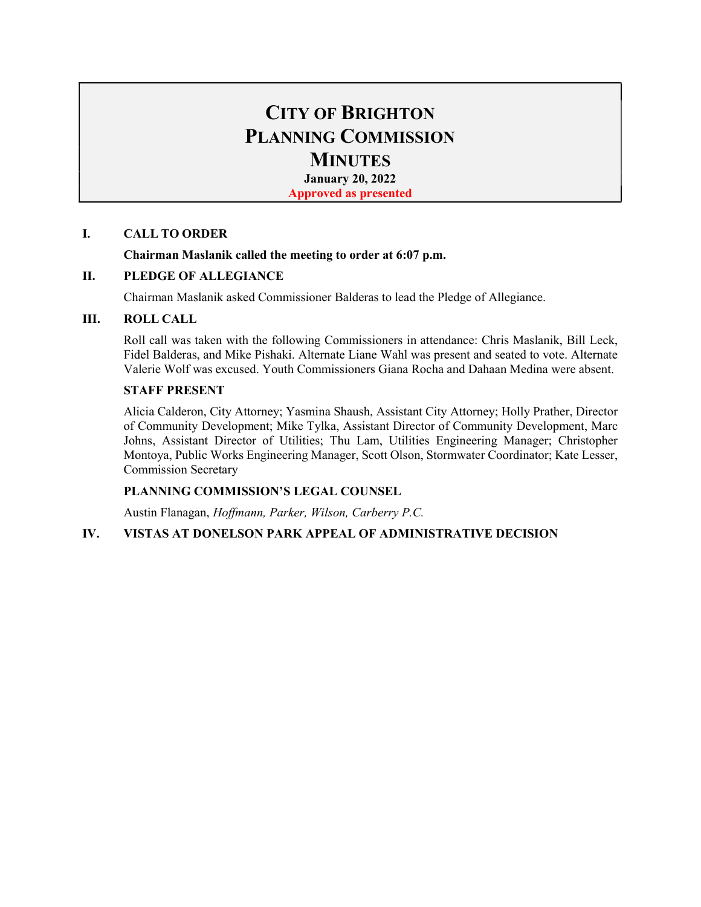# CITY OF BRIGHTON
# PLANNING COMMISSION
# MINUTES

**January 20, 2022**

**Approved as presented**

## I. CALL TO ORDER

**Chairman Maslanik called the meeting to order at 6:07 p.m.**

## II. PLEDGE OF ALLEGIANCE

Chairman Maslanik asked Commissioner Balderas to lead the Pledge of Allegiance.

## III. ROLL CALL

Roll call was taken with the following Commissioners in attendance: Chris Maslanik, Bill Leck, Fidel Balderas, and Mike Pishaki. Alternate Liane Wahl was present and seated to vote. Alternate Valerie Wolf was excused. Youth Commissioners Giana Rocha and Dahaan Medina were absent.

### STAFF PRESENT

Alicia Calderon, City Attorney; Yasmina Shaush, Assistant City Attorney; Holly Prather, Director of Community Development; Mike Tylka, Assistant Director of Community Development, Marc Johns, Assistant Director of Utilities; Thu Lam, Utilities Engineering Manager; Christopher Montoya, Public Works Engineering Manager, Scott Olson, Stormwater Coordinator; Kate Lesser, Commission Secretary

### PLANNING COMMISSION'S LEGAL COUNSEL

Austin Flanagan, *Hoffmann, Parker, Wilson, Carberry P.C.*

## IV. VISTAS AT DONELSON PARK APPEAL OF ADMINISTRATIVE DECISION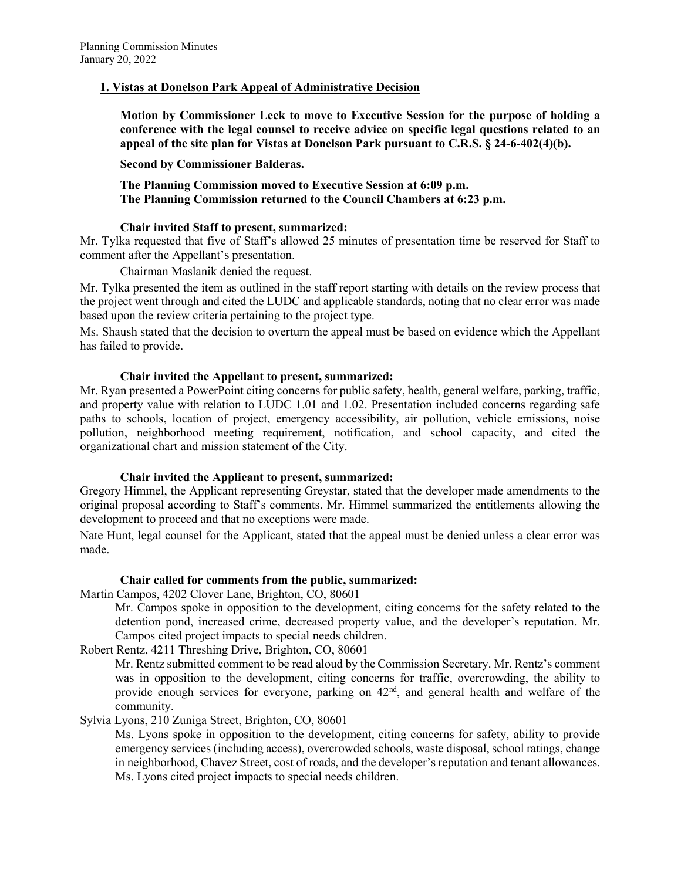## 1. Vistas at Donelson Park Appeal of Administrative Decision

**Motion by Commissioner Leck to move to Executive Session for the purpose of holding a conference with the legal counsel to receive advice on specific legal questions related to an appeal of the site plan for Vistas at Donelson Park pursuant to C.R.S. § 24-6-402(4)(b).**

**Second by Commissioner Balderas.**

**The Planning Commission moved to Executive Session at 6:09 p.m.**
**The Planning Commission returned to the Council Chambers at 6:23 p.m.**

**Chair invited Staff to present, summarized:**

Mr. Tylka requested that five of Staff's allowed 25 minutes of presentation time be reserved for Staff to comment after the Appellant's presentation.

Chairman Maslanik denied the request.

Mr. Tylka presented the item as outlined in the staff report starting with details on the review process that the project went through and cited the LUDC and applicable standards, noting that no clear error was made based upon the review criteria pertaining to the project type.

Ms. Shaush stated that the decision to overturn the appeal must be based on evidence which the Appellant has failed to provide.

**Chair invited the Appellant to present, summarized:**

Mr. Ryan presented a PowerPoint citing concerns for public safety, health, general welfare, parking, traffic, and property value with relation to LUDC 1.01 and 1.02. Presentation included concerns regarding safe paths to schools, location of project, emergency accessibility, air pollution, vehicle emissions, noise pollution, neighborhood meeting requirement, notification, and school capacity, and cited the organizational chart and mission statement of the City.

**Chair invited the Applicant to present, summarized:**

Gregory Himmel, the Applicant representing Greystar, stated that the developer made amendments to the original proposal according to Staff's comments. Mr. Himmel summarized the entitlements allowing the development to proceed and that no exceptions were made.

Nate Hunt, legal counsel for the Applicant, stated that the appeal must be denied unless a clear error was made.

**Chair called for comments from the public, summarized:**

Martin Campos, 4202 Clover Lane, Brighton, CO, 80601

Mr. Campos spoke in opposition to the development, citing concerns for the safety related to the detention pond, increased crime, decreased property value, and the developer's reputation. Mr. Campos cited project impacts to special needs children.

Robert Rentz, 4211 Threshing Drive, Brighton, CO, 80601

Mr. Rentz submitted comment to be read aloud by the Commission Secretary. Mr. Rentz's comment was in opposition to the development, citing concerns for traffic, overcrowding, the ability to provide enough services for everyone, parking on 42nd, and general health and welfare of the community.

Sylvia Lyons, 210 Zuniga Street, Brighton, CO, 80601

Ms. Lyons spoke in opposition to the development, citing concerns for safety, ability to provide emergency services (including access), overcrowded schools, waste disposal, school ratings, change in neighborhood, Chavez Street, cost of roads, and the developer's reputation and tenant allowances. Ms. Lyons cited project impacts to special needs children.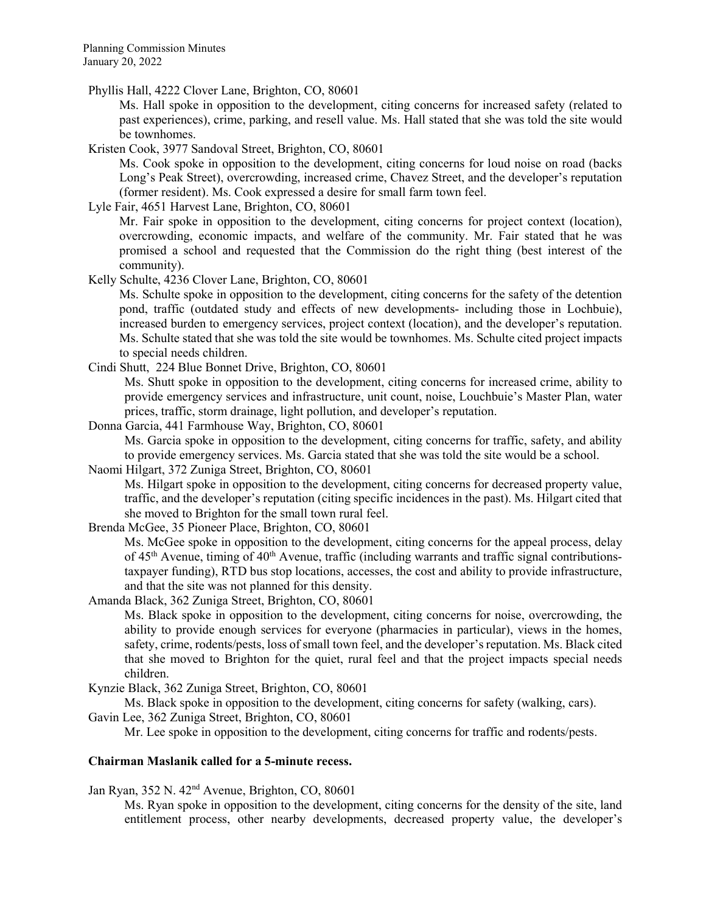Phyllis Hall, 4222 Clover Lane, Brighton, CO, 80601

Ms. Hall spoke in opposition to the development, citing concerns for increased safety (related to past experiences), crime, parking, and resell value. Ms. Hall stated that she was told the site would be townhomes.

Kristen Cook, 3977 Sandoval Street, Brighton, CO, 80601

Ms. Cook spoke in opposition to the development, citing concerns for loud noise on road (backs Long's Peak Street), overcrowding, increased crime, Chavez Street, and the developer's reputation (former resident). Ms. Cook expressed a desire for small farm town feel.

Lyle Fair, 4651 Harvest Lane, Brighton, CO, 80601

Mr. Fair spoke in opposition to the development, citing concerns for project context (location), overcrowding, economic impacts, and welfare of the community. Mr. Fair stated that he was promised a school and requested that the Commission do the right thing (best interest of the community).

Kelly Schulte, 4236 Clover Lane, Brighton, CO, 80601

Ms. Schulte spoke in opposition to the development, citing concerns for the safety of the detention pond, traffic (outdated study and effects of new developments- including those in Lochbuie), increased burden to emergency services, project context (location), and the developer's reputation. Ms. Schulte stated that she was told the site would be townhomes. Ms. Schulte cited project impacts to special needs children.

Cindi Shutt, 224 Blue Bonnet Drive, Brighton, CO, 80601

Ms. Shutt spoke in opposition to the development, citing concerns for increased crime, ability to provide emergency services and infrastructure, unit count, noise, Louchbuie's Master Plan, water prices, traffic, storm drainage, light pollution, and developer's reputation.

Donna Garcia, 441 Farmhouse Way, Brighton, CO, 80601

Ms. Garcia spoke in opposition to the development, citing concerns for traffic, safety, and ability to provide emergency services. Ms. Garcia stated that she was told the site would be a school.

Naomi Hilgart, 372 Zuniga Street, Brighton, CO, 80601

Ms. Hilgart spoke in opposition to the development, citing concerns for decreased property value, traffic, and the developer's reputation (citing specific incidences in the past). Ms. Hilgart cited that she moved to Brighton for the small town rural feel.

Brenda McGee, 35 Pioneer Place, Brighton, CO, 80601

Ms. McGee spoke in opposition to the development, citing concerns for the appeal process, delay of 45th Avenue, timing of 40th Avenue, traffic (including warrants and traffic signal contributions- taxpayer funding), RTD bus stop locations, accesses, the cost and ability to provide infrastructure, and that the site was not planned for this density.

Amanda Black, 362 Zuniga Street, Brighton, CO, 80601

Ms. Black spoke in opposition to the development, citing concerns for noise, overcrowding, the ability to provide enough services for everyone (pharmacies in particular), views in the homes, safety, crime, rodents/pests, loss of small town feel, and the developer's reputation. Ms. Black cited that she moved to Brighton for the quiet, rural feel and that the project impacts special needs children.

Kynzie Black, 362 Zuniga Street, Brighton, CO, 80601

Ms. Black spoke in opposition to the development, citing concerns for safety (walking, cars).

Gavin Lee, 362 Zuniga Street, Brighton, CO, 80601

Mr. Lee spoke in opposition to the development, citing concerns for traffic and rodents/pests.

**Chairman Maslanik called for a 5-minute recess.**

Jan Ryan, 352 N. 42nd Avenue, Brighton, CO, 80601

Ms. Ryan spoke in opposition to the development, citing concerns for the density of the site, land entitlement process, other nearby developments, decreased property value, the developer's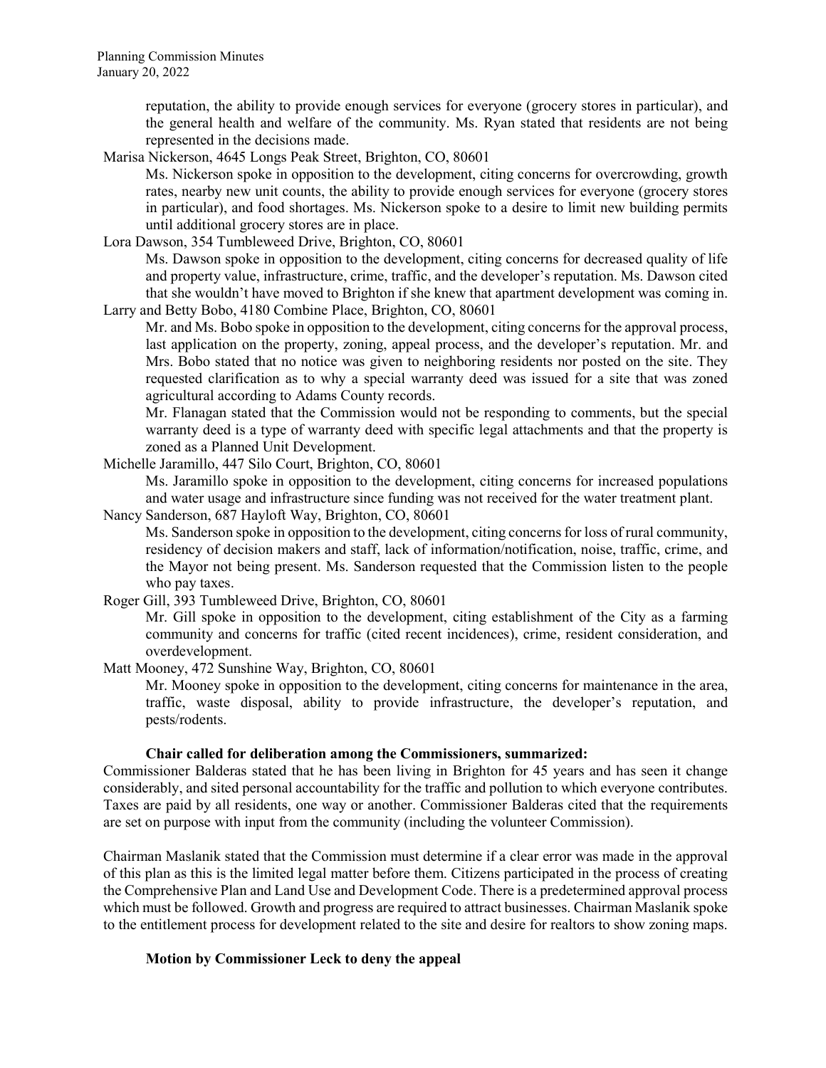reputation, the ability to provide enough services for everyone (grocery stores in particular), and the general health and welfare of the community. Ms. Ryan stated that residents are not being represented in the decisions made.

Marisa Nickerson, 4645 Longs Peak Street, Brighton, CO, 80601

Ms. Nickerson spoke in opposition to the development, citing concerns for overcrowding, growth rates, nearby new unit counts, the ability to provide enough services for everyone (grocery stores in particular), and food shortages. Ms. Nickerson spoke to a desire to limit new building permits until additional grocery stores are in place.

Lora Dawson, 354 Tumbleweed Drive, Brighton, CO, 80601

Ms. Dawson spoke in opposition to the development, citing concerns for decreased quality of life and property value, infrastructure, crime, traffic, and the developer's reputation. Ms. Dawson cited that she wouldn't have moved to Brighton if she knew that apartment development was coming in.

Larry and Betty Bobo, 4180 Combine Place, Brighton, CO, 80601

Mr. and Ms. Bobo spoke in opposition to the development, citing concerns for the approval process, last application on the property, zoning, appeal process, and the developer's reputation. Mr. and Mrs. Bobo stated that no notice was given to neighboring residents nor posted on the site. They requested clarification as to why a special warranty deed was issued for a site that was zoned agricultural according to Adams County records.

Mr. Flanagan stated that the Commission would not be responding to comments, but the special warranty deed is a type of warranty deed with specific legal attachments and that the property is zoned as a Planned Unit Development.

Michelle Jaramillo, 447 Silo Court, Brighton, CO, 80601

Ms. Jaramillo spoke in opposition to the development, citing concerns for increased populations and water usage and infrastructure since funding was not received for the water treatment plant.

Nancy Sanderson, 687 Hayloft Way, Brighton, CO, 80601

Ms. Sanderson spoke in opposition to the development, citing concerns for loss of rural community, residency of decision makers and staff, lack of information/notification, noise, traffic, crime, and the Mayor not being present. Ms. Sanderson requested that the Commission listen to the people who pay taxes.

Roger Gill, 393 Tumbleweed Drive, Brighton, CO, 80601

Mr. Gill spoke in opposition to the development, citing establishment of the City as a farming community and concerns for traffic (cited recent incidences), crime, resident consideration, and overdevelopment.

Matt Mooney, 472 Sunshine Way, Brighton, CO, 80601

Mr. Mooney spoke in opposition to the development, citing concerns for maintenance in the area, traffic, waste disposal, ability to provide infrastructure, the developer's reputation, and pests/rodents.

**Chair called for deliberation among the Commissioners, summarized:**

Commissioner Balderas stated that he has been living in Brighton for 45 years and has seen it change considerably, and sited personal accountability for the traffic and pollution to which everyone contributes. Taxes are paid by all residents, one way or another. Commissioner Balderas cited that the requirements are set on purpose with input from the community (including the volunteer Commission).

Chairman Maslanik stated that the Commission must determine if a clear error was made in the approval of this plan as this is the limited legal matter before them. Citizens participated in the process of creating the Comprehensive Plan and Land Use and Development Code. There is a predetermined approval process which must be followed. Growth and progress are required to attract businesses. Chairman Maslanik spoke to the entitlement process for development related to the site and desire for realtors to show zoning maps.

**Motion by Commissioner Leck to deny the appeal**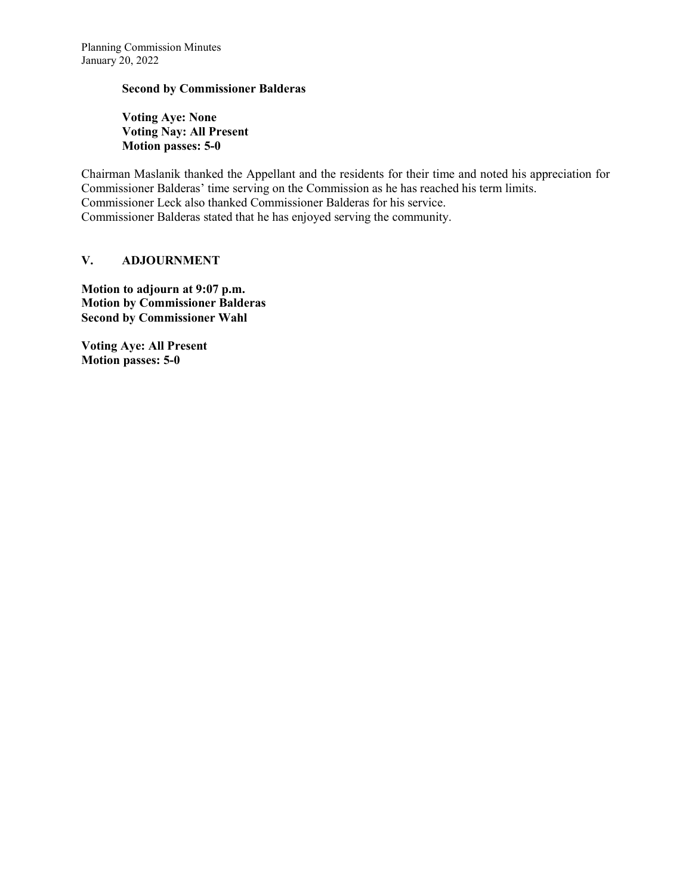**Second by Commissioner Balderas**

**Voting Aye: None**
**Voting Nay: All Present**
**Motion passes: 5-0**

Chairman Maslanik thanked the Appellant and the residents for their time and noted his appreciation for Commissioner Balderas' time serving on the Commission as he has reached his term limits.
Commissioner Leck also thanked Commissioner Balderas for his service.
Commissioner Balderas stated that he has enjoyed serving the community.

## V. ADJOURNMENT

**Motion to adjourn at 9:07 p.m.**
**Motion by Commissioner Balderas**
**Second by Commissioner Wahl**

**Voting Aye: All Present**
**Motion passes: 5-0**